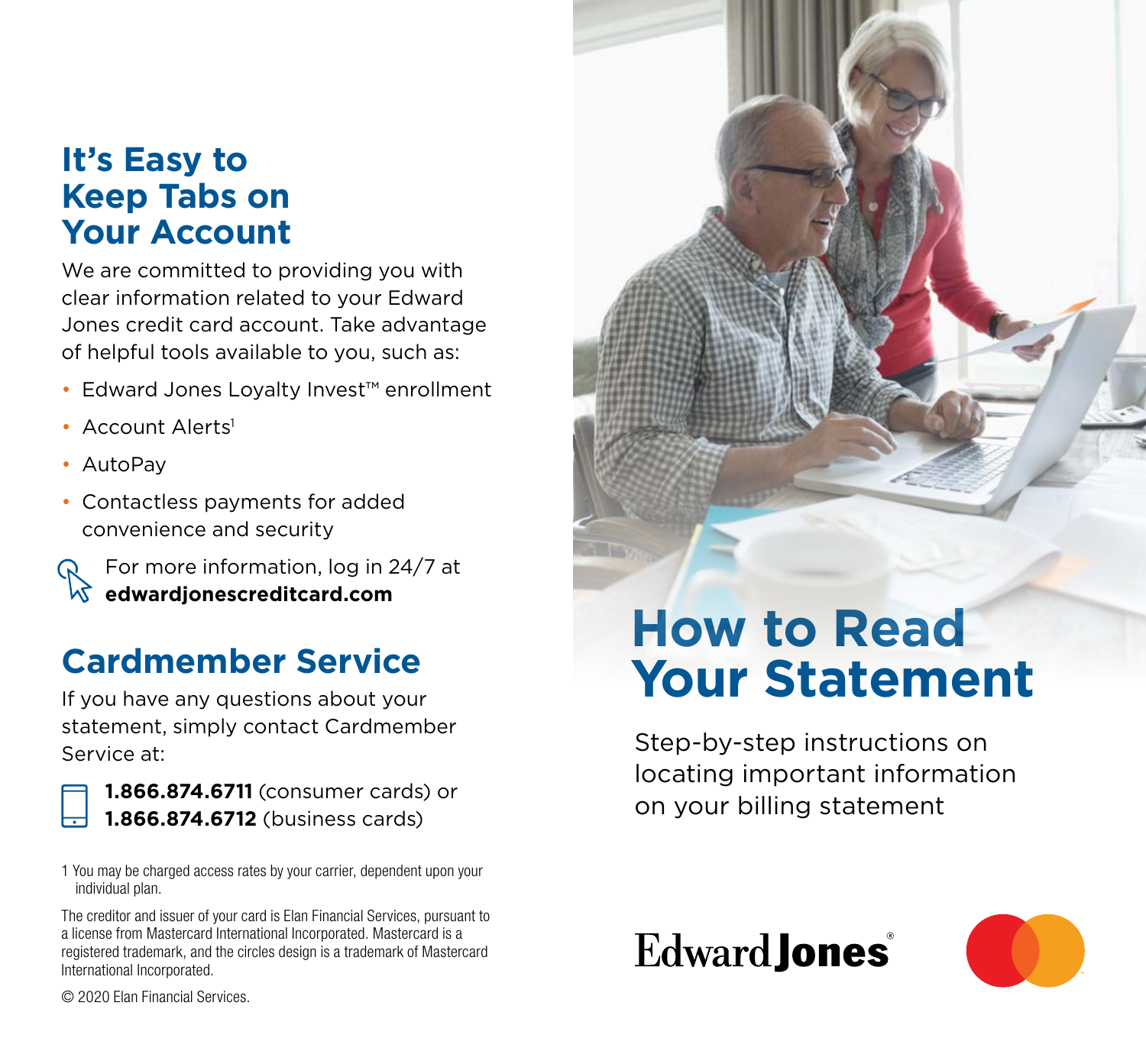## It's Easy to Keep Tabs on Your Account

We are committed to providing you with clear information related to your Edward Jones credit card account. Take advantage of helpful tools available to you, such as:

- Edward Jones Loyalty Invest™ enrollment
- Account Alerts[1]
- AutoPay
- Contactless payments for added convenience and security

For more information, log in 24/7 at **edwardjonescreditcard.com**

## Cardmember Service

If you have any questions about your statement, simply contact Cardmember Service at:

**1.866.874.6711** (consumer cards) or **1.866.874.6712** (business cards)

1 You may be charged access rates by your carrier, dependent upon your individual plan.

The creditor and issuer of your card is Elan Financial Services, pursuant to a license from Mastercard International Incorporated. Mastercard is a registered trademark, and the circles design is a trademark of Mastercard International Incorporated.

© 2020 Elan Financial Services.

# How to Read Your Statement

Step-by-step instructions on locating important information on your billing statement

Edward Jones®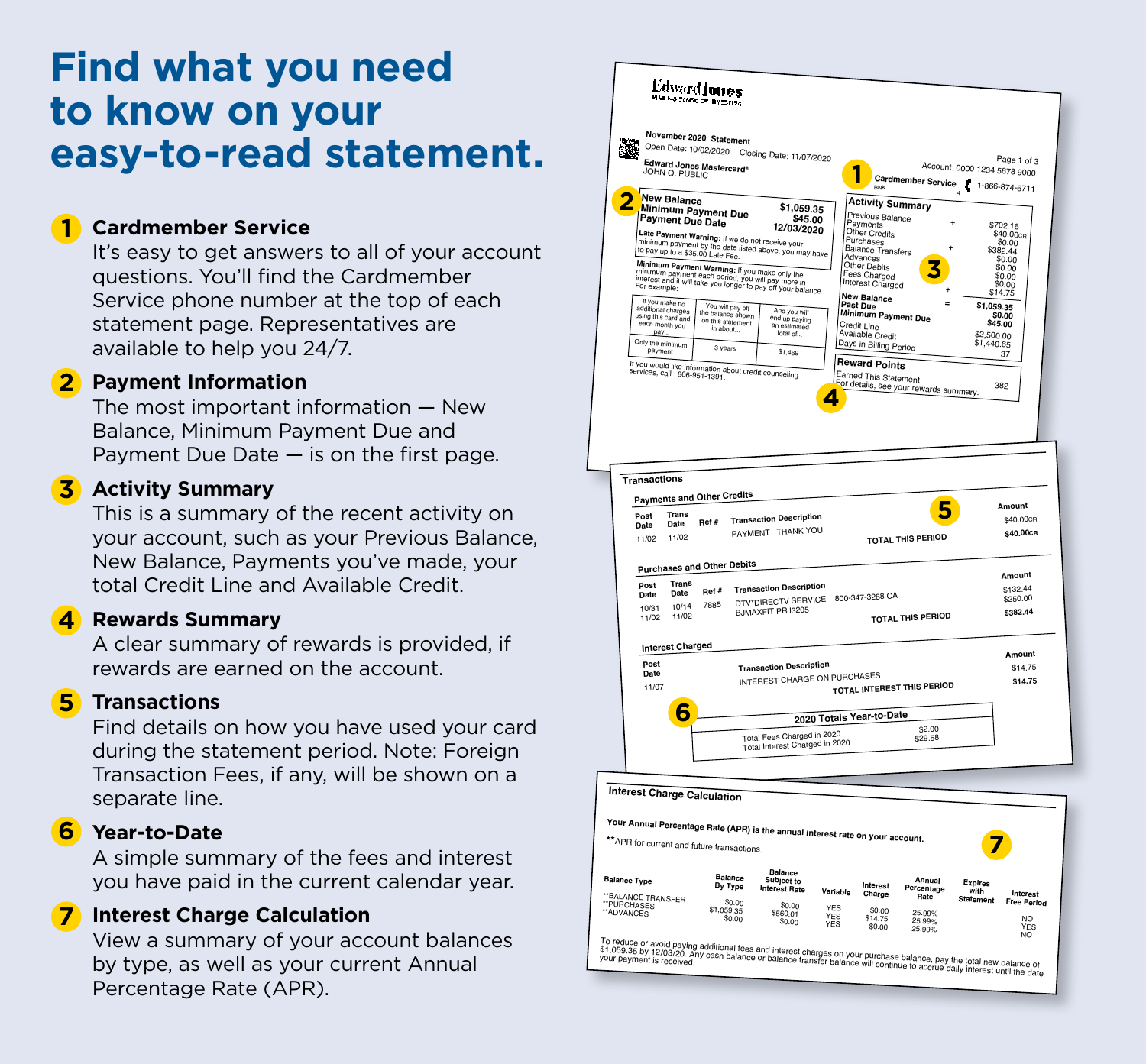# Find what you need to know on your easy-to-read statement.

**1 Cardmember Service**
It's easy to get answers to all of your account questions. You'll find the Cardmember Service phone number at the top of each statement page. Representatives are available to help you 24/7.

**2 Payment Information**
The most important information — New Balance, Minimum Payment Due and Payment Due Date — is on the first page.

**3 Activity Summary**
This is a summary of the recent activity on your account, such as your Previous Balance, New Balance, Payments you've made, your total Credit Line and Available Credit.

**4 Rewards Summary**
A clear summary of rewards is provided, if rewards are earned on the account.

**5 Transactions**
Find details on how you have used your card during the statement period. Note: Foreign Transaction Fees, if any, will be shown on a separate line.

**6 Year-to-Date**
A simple summary of the fees and interest you have paid in the current calendar year.

**7 Interest Charge Calculation**
View a summary of your account balances by type, as well as your current Annual Percentage Rate (APR).